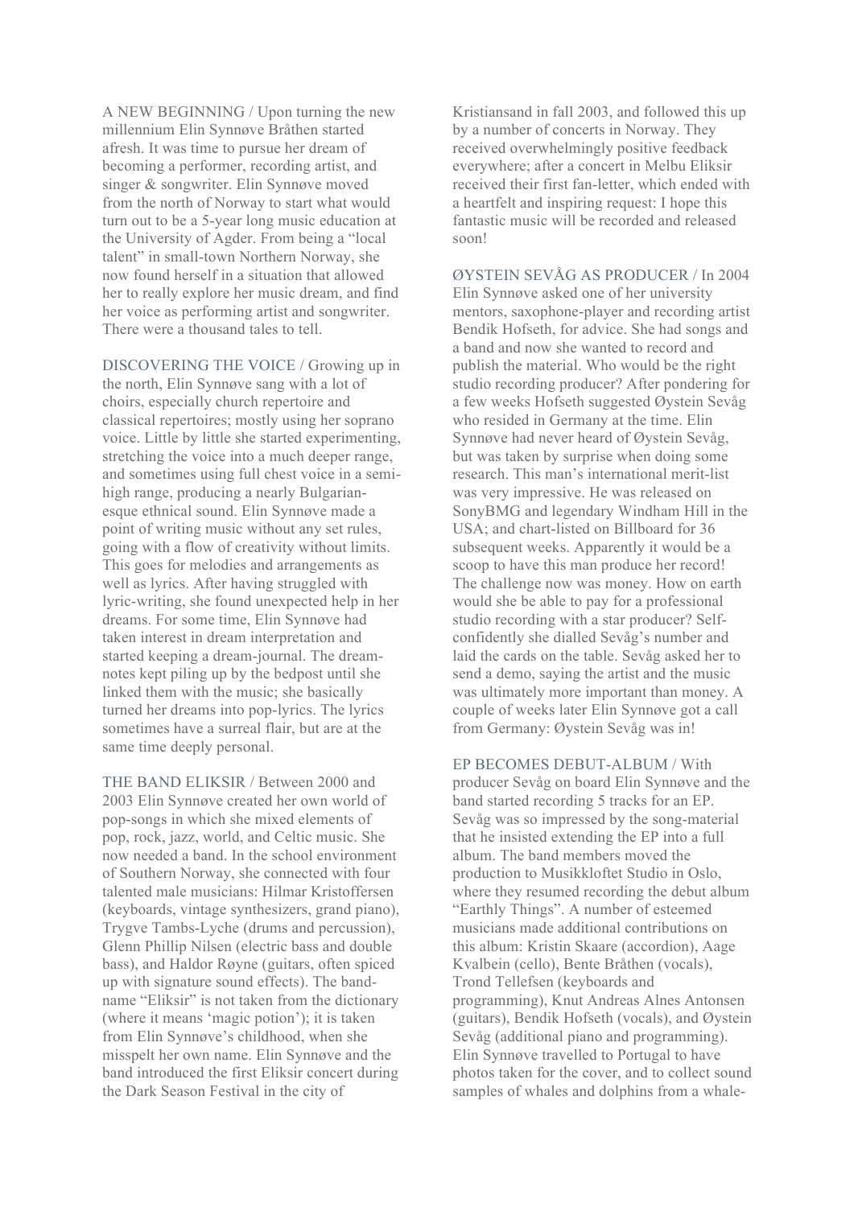A NEW BEGINNING / Upon turning the new millennium Elin Synnøve Bråthen started afresh. It was time to pursue her dream of becoming a performer, recording artist, and singer & songwriter. Elin Synnøve moved from the north of Norway to start what would turn out to be a 5-year long music education at the University of Agder. From being a "local talent" in small-town Northern Norway, she now found herself in a situation that allowed her to really explore her music dream, and find her voice as performing artist and songwriter. There were a thousand tales to tell.

DISCOVERING THE VOICE / Growing up in the north, Elin Synnøve sang with a lot of choirs, especially church repertoire and classical repertoires; mostly using her soprano voice. Little by little she started experimenting, stretching the voice into a much deeper range, and sometimes using full chest voice in a semi-high range, producing a nearly Bulgarian-esque ethnical sound. Elin Synnøve made a point of writing music without any set rules, going with a flow of creativity without limits. This goes for melodies and arrangements as well as lyrics. After having struggled with lyric-writing, she found unexpected help in her dreams. For some time, Elin Synnøve had taken interest in dream interpretation and started keeping a dream-journal. The dream-notes kept piling up by the bedpost until she linked them with the music; she basically turned her dreams into pop-lyrics. The lyrics sometimes have a surreal flair, but are at the same time deeply personal.

THE BAND ELIKSIR / Between 2000 and 2003 Elin Synnøve created her own world of pop-songs in which she mixed elements of pop, rock, jazz, world, and Celtic music. She now needed a band. In the school environment of Southern Norway, she connected with four talented male musicians: Hilmar Kristoffersen (keyboards, vintage synthesizers, grand piano), Trygve Tambs-Lyche (drums and percussion), Glenn Phillip Nilsen (electric bass and double bass), and Haldor Røyne (guitars, often spiced up with signature sound effects). The band-name "Eliksir" is not taken from the dictionary (where it means 'magic potion'); it is taken from Elin Synnøve's childhood, when she misspelt her own name. Elin Synnøve and the band introduced the first Eliksir concert during the Dark Season Festival in the city of Kristiansand in fall 2003, and followed this up by a number of concerts in Norway. They received overwhelmingly positive feedback everywhere; after a concert in Melbu Eliksir received their first fan-letter, which ended with a heartfelt and inspiring request: I hope this fantastic music will be recorded and released soon!

ØYSTEIN SEVÅG AS PRODUCER / In 2004 Elin Synnøve asked one of her university mentors, saxophone-player and recording artist Bendik Hofseth, for advice. She had songs and a band and now she wanted to record and publish the material. Who would be the right studio recording producer? After pondering for a few weeks Hofseth suggested Øystein Sevåg who resided in Germany at the time. Elin Synnøve had never heard of Øystein Sevåg, but was taken by surprise when doing some research. This man's international merit-list was very impressive. He was released on SonyBMG and legendary Windham Hill in the USA; and chart-listed on Billboard for 36 subsequent weeks. Apparently it would be a scoop to have this man produce her record! The challenge now was money. How on earth would she be able to pay for a professional studio recording with a star producer? Self-confidently she dialled Sevåg's number and laid the cards on the table. Sevåg asked her to send a demo, saying the artist and the music was ultimately more important than money. A couple of weeks later Elin Synnøve got a call from Germany: Øystein Sevåg was in!

EP BECOMES DEBUT-ALBUM / With producer Sevåg on board Elin Synnøve and the band started recording 5 tracks for an EP. Sevåg was so impressed by the song-material that he insisted extending the EP into a full album. The band members moved the production to Musikkloftet Studio in Oslo, where they resumed recording the debut album "Earthly Things". A number of esteemed musicians made additional contributions on this album: Kristin Skaare (accordion), Aage Kvalbein (cello), Bente Bråthen (vocals), Trond Tellefsen (keyboards and programming), Knut Andreas Alnes Antonsen (guitars), Bendik Hofseth (vocals), and Øystein Sevåg (additional piano and programming). Elin Synnøve travelled to Portugal to have photos taken for the cover, and to collect sound samples of whales and dolphins from a whale-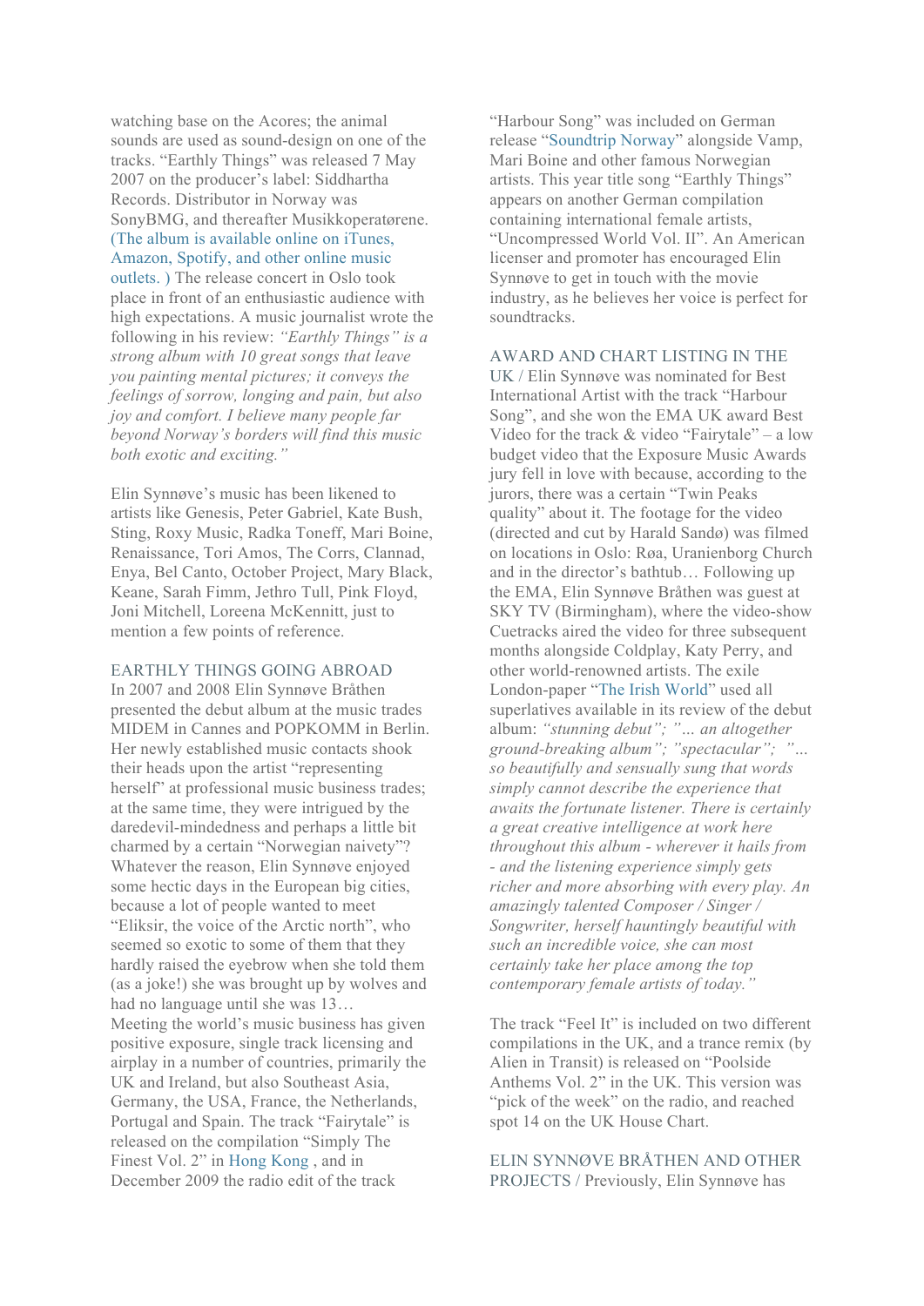watching base on the Acores; the animal sounds are used as sound-design on one of the tracks. "Earthly Things" was released 7 May 2007 on the producer's label: Siddhartha Records. Distributor in Norway was SonyBMG, and thereafter Musikkoperatørene. (The album is available online on iTunes, Amazon, Spotify, and other online music outlets. ) The release concert in Oslo took place in front of an enthusiastic audience with high expectations. A music journalist wrote the following in his review: *"Earthly Things" is a strong album with 10 great songs that leave you painting mental pictures; it conveys the feelings of sorrow, longing and pain, but also joy and comfort. I believe many people far beyond Norway's borders will find this music both exotic and exciting."*

Elin Synnøve's music has been likened to artists like Genesis, Peter Gabriel, Kate Bush, Sting, Roxy Music, Radka Toneff, Mari Boine, Renaissance, Tori Amos, The Corrs, Clannad, Enya, Bel Canto, October Project, Mary Black, Keane, Sarah Fimm, Jethro Tull, Pink Floyd, Joni Mitchell, Loreena McKennitt, just to mention a few points of reference.

EARTHLY THINGS GOING ABROAD

In 2007 and 2008 Elin Synnøve Bråthen presented the debut album at the music trades MIDEM in Cannes and POPKOMM in Berlin. Her newly established music contacts shook their heads upon the artist "representing herself" at professional music business trades; at the same time, they were intrigued by the daredevil-mindedness and perhaps a little bit charmed by a certain "Norwegian naivety"? Whatever the reason, Elin Synnøve enjoyed some hectic days in the European big cities, because a lot of people wanted to meet "Eliksir, the voice of the Arctic north", who seemed so exotic to some of them that they hardly raised the eyebrow when she told them (as a joke!) she was brought up by wolves and had no language until she was 13…

Meeting the world's music business has given positive exposure, single track licensing and airplay in a number of countries, primarily the UK and Ireland, but also Southeast Asia, Germany, the USA, France, the Netherlands, Portugal and Spain. The track "Fairytale" is released on the compilation "Simply The Finest Vol. 2" in Hong Kong , and in December 2009 the radio edit of the track "Harbour Song" was included on German release "Soundtrip Norway" alongside Vamp, Mari Boine and other famous Norwegian artists. This year title song "Earthly Things" appears on another German compilation containing international female artists, "Uncompressed World Vol. II". An American licenser and promoter has encouraged Elin Synnøve to get in touch with the movie industry, as he believes her voice is perfect for soundtracks.

AWARD AND CHART LISTING IN THE UK / Elin Synnøve was nominated for Best International Artist with the track "Harbour Song", and she won the EMA UK award Best Video for the track & video "Fairytale" – a low budget video that the Exposure Music Awards jury fell in love with because, according to the jurors, there was a certain "Twin Peaks quality" about it. The footage for the video (directed and cut by Harald Sandø) was filmed on locations in Oslo: Røa, Uranienborg Church and in the director's bathtub… Following up the EMA, Elin Synnøve Bråthen was guest at SKY TV (Birmingham), where the video-show Cuetracks aired the video for three subsequent months alongside Coldplay, Katy Perry, and other world-renowned artists. The exile London-paper "The Irish World" used all superlatives available in its review of the debut album: *"stunning debut"; "… an altogether ground-breaking album"; "spectacular"; "… so beautifully and sensually sung that words simply cannot describe the experience that awaits the fortunate listener. There is certainly a great creative intelligence at work here throughout this album - wherever it hails from - and the listening experience simply gets richer and more absorbing with every play. An amazingly talented Composer / Singer / Songwriter, herself hauntingly beautiful with such an incredible voice, she can most certainly take her place among the top contemporary female artists of today."*

The track "Feel It" is included on two different compilations in the UK, and a trance remix (by Alien in Transit) is released on "Poolside Anthems Vol. 2" in the UK. This version was "pick of the week" on the radio, and reached spot 14 on the UK House Chart.

ELIN SYNNØVE BRÅTHEN AND OTHER PROJECTS / Previously, Elin Synnøve has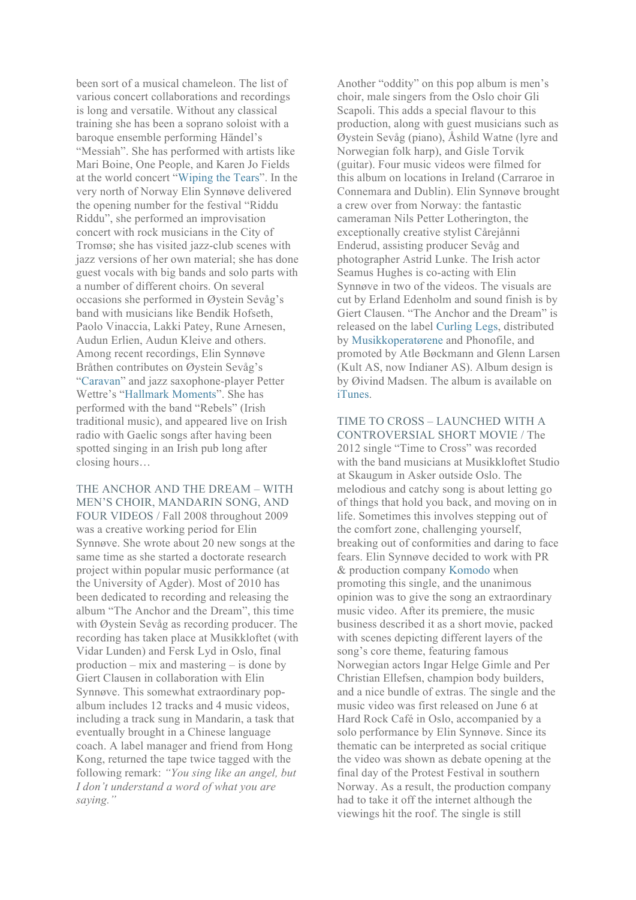been sort of a musical chameleon. The list of various concert collaborations and recordings is long and versatile. Without any classical training she has been a soprano soloist with a baroque ensemble performing Händel's "Messiah". She has performed with artists like Mari Boine, One People, and Karen Jo Fields at the world concert "Wiping the Tears". In the very north of Norway Elin Synnøve delivered the opening number for the festival "Riddu Riddu", she performed an improvisation concert with rock musicians in the City of Tromsø; she has visited jazz-club scenes with jazz versions of her own material; she has done guest vocals with big bands and solo parts with a number of different choirs. On several occasions she performed in Øystein Sevåg's band with musicians like Bendik Hofseth, Paolo Vinaccia, Lakki Patey, Rune Arnesen, Audun Erlien, Audun Kleive and others. Among recent recordings, Elin Synnøve Bråthen contributes on Øystein Sevåg's "Caravan" and jazz saxophone-player Petter Wettre's "Hallmark Moments". She has performed with the band "Rebels" (Irish traditional music), and appeared live on Irish radio with Gaelic songs after having been spotted singing in an Irish pub long after closing hours…

THE ANCHOR AND THE DREAM – WITH MEN'S CHOIR, MANDARIN SONG, AND FOUR VIDEOS / Fall 2008 throughout 2009 was a creative working period for Elin Synnøve. She wrote about 20 new songs at the same time as she started a doctorate research project within popular music performance (at the University of Agder). Most of 2010 has been dedicated to recording and releasing the album "The Anchor and the Dream", this time with Øystein Sevåg as recording producer. The recording has taken place at Musikkloftet (with Vidar Lunden) and Fersk Lyd in Oslo, final production – mix and mastering – is done by Giert Clausen in collaboration with Elin Synnøve. This somewhat extraordinary pop-album includes 12 tracks and 4 music videos, including a track sung in Mandarin, a task that eventually brought in a Chinese language coach. A label manager and friend from Hong Kong, returned the tape twice tagged with the following remark: *"You sing like an angel, but I don't understand a word of what you are saying."*

Another "oddity" on this pop album is men's choir, male singers from the Oslo choir Gli Scapoli. This adds a special flavour to this production, along with guest musicians such as Øystein Sevåg (piano), Åshild Watne (lyre and Norwegian folk harp), and Gisle Torvik (guitar). Four music videos were filmed for this album on locations in Ireland (Carraroe in Connemara and Dublin). Elin Synnøve brought a crew over from Norway: the fantastic cameraman Nils Petter Lotherington, the exceptionally creative stylist Cårejånni Enderud, assisting producer Sevåg and photographer Astrid Lunke. The Irish actor Seamus Hughes is co-acting with Elin Synnøve in two of the videos. The visuals are cut by Erland Edenholm and sound finish is by Giert Clausen. "The Anchor and the Dream" is released on the label Curling Legs, distributed by Musikkoperatørene and Phonofile, and promoted by Atle Bøckmann and Glenn Larsen (Kult AS, now Indianer AS). Album design is by Øivind Madsen. The album is available on iTunes.

TIME TO CROSS – LAUNCHED WITH A CONTROVERSIAL SHORT MOVIE / The 2012 single "Time to Cross" was recorded with the band musicians at Musikkloftet Studio at Skaugum in Asker outside Oslo. The melodious and catchy song is about letting go of things that hold you back, and moving on in life. Sometimes this involves stepping out of the comfort zone, challenging yourself, breaking out of conformities and daring to face fears. Elin Synnøve decided to work with PR & production company Komodo when promoting this single, and the unanimous opinion was to give the song an extraordinary music video. After its premiere, the music business described it as a short movie, packed with scenes depicting different layers of the song's core theme, featuring famous Norwegian actors Ingar Helge Gimle and Per Christian Ellefsen, champion body builders, and a nice bundle of extras. The single and the music video was first released on June 6 at Hard Rock Café in Oslo, accompanied by a solo performance by Elin Synnøve. Since its thematic can be interpreted as social critique the video was shown as debate opening at the final day of the Protest Festival in southern Norway. As a result, the production company had to take it off the internet although the viewings hit the roof. The single is still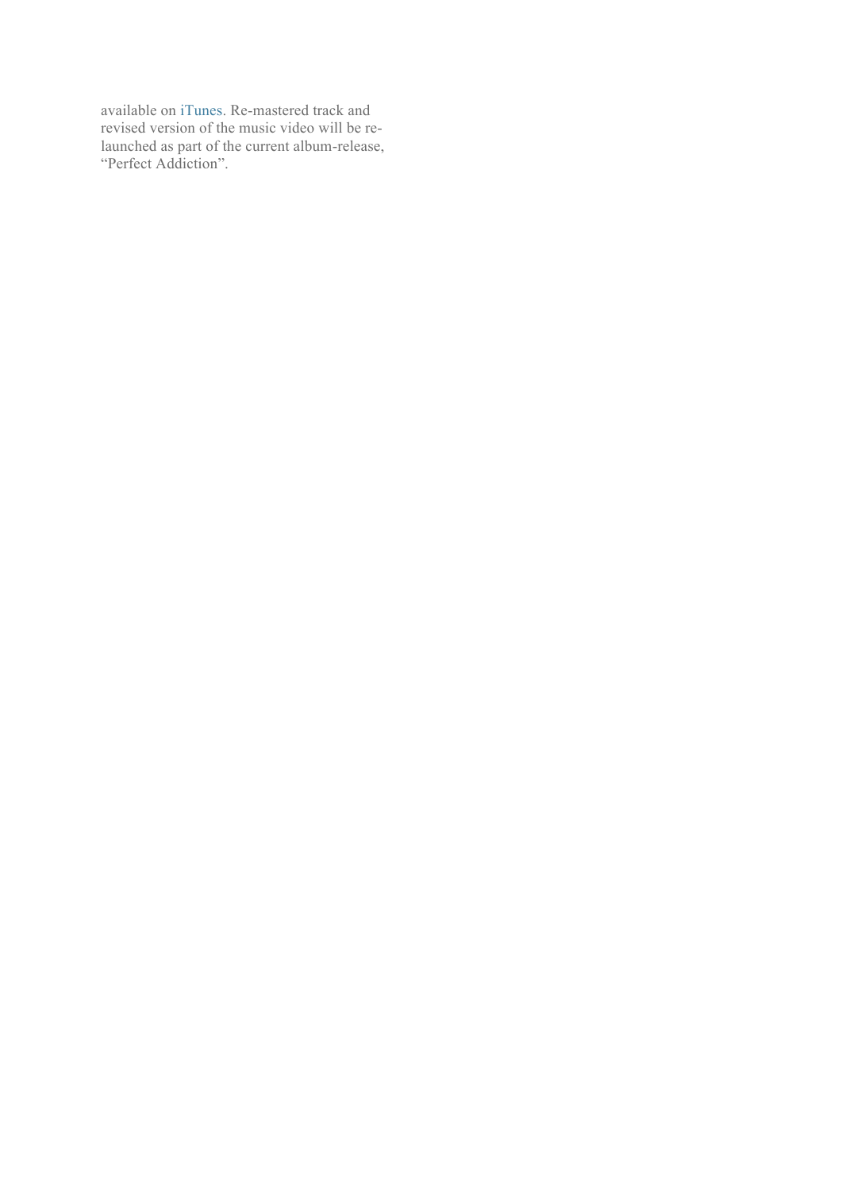available on iTunes. Re-mastered track and revised version of the music video will be re-launched as part of the current album-release, "Perfect Addiction".